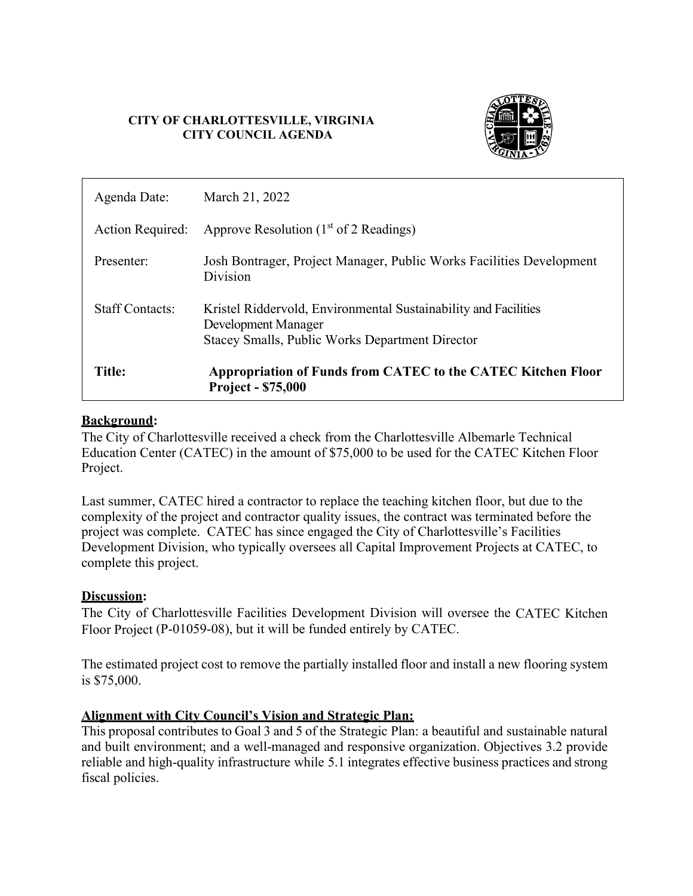**CITY OF CHARLOTTESVILLE, VIRGINIA**
**CITY COUNCIL AGENDA**

| | |
|---|---|
| Agenda Date: | March 21, 2022 |
| Action Required: | Approve Resolution (1st of 2 Readings) |
| Presenter: | Josh Bontrager, Project Manager, Public Works Facilities Development Division |
| Staff Contacts: | Kristel Riddervold, Environmental Sustainability and Facilities Development Manager<br>Stacey Smalls, Public Works Department Director |
| **Title:** | **Appropriation of Funds from CATEC to the CATEC Kitchen Floor Project - $75,000** |

## Background:

The City of Charlottesville received a check from the Charlottesville Albemarle Technical Education Center (CATEC) in the amount of $75,000 to be used for the CATEC Kitchen Floor Project.

Last summer, CATEC hired a contractor to replace the teaching kitchen floor, but due to the complexity of the project and contractor quality issues, the contract was terminated before the project was complete. CATEC has since engaged the City of Charlottesville's Facilities Development Division, who typically oversees all Capital Improvement Projects at CATEC, to complete this project.

## Discussion:

The City of Charlottesville Facilities Development Division will oversee the CATEC Kitchen Floor Project (P-01059-08), but it will be funded entirely by CATEC.

The estimated project cost to remove the partially installed floor and install a new flooring system is $75,000.

## Alignment with City Council's Vision and Strategic Plan:

This proposal contributes to Goal 3 and 5 of the Strategic Plan: a beautiful and sustainable natural and built environment; and a well-managed and responsive organization. Objectives 3.2 provide reliable and high-quality infrastructure while 5.1 integrates effective business practices and strong fiscal policies.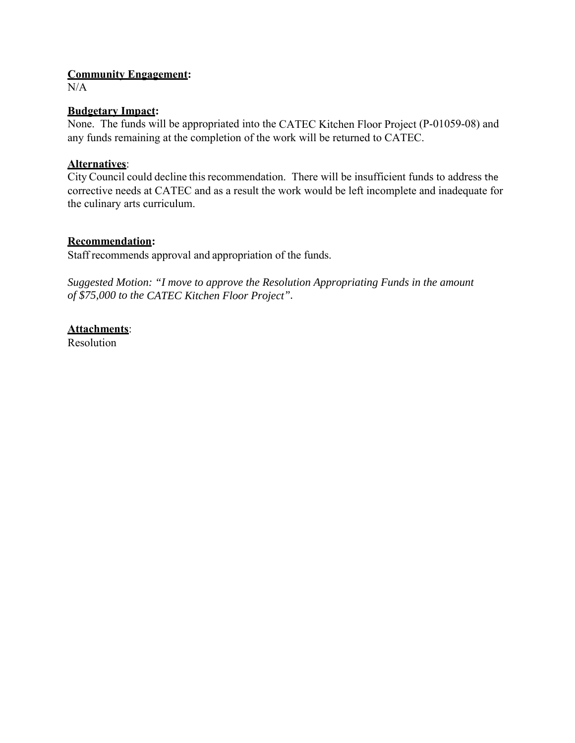**Community Engagement:**
N/A

**Budgetary Impact:**
None. The funds will be appropriated into the CATEC Kitchen Floor Project (P-01059-08) and any funds remaining at the completion of the work will be returned to CATEC.

**Alternatives**:
City Council could decline this recommendation. There will be insufficient funds to address the corrective needs at CATEC and as a result the work would be left incomplete and inadequate for the culinary arts curriculum.

**Recommendation:**
Staff recommends approval and appropriation of the funds.

*Suggested Motion: "I move to approve the Resolution Appropriating Funds in the amount of $75,000 to the CATEC Kitchen Floor Project".*

**Attachments**:
Resolution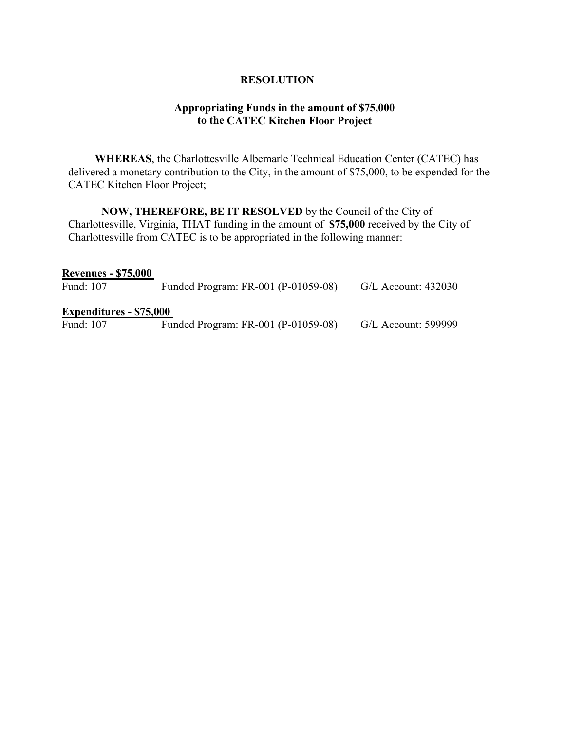**RESOLUTION**

**Appropriating Funds in the amount of $75,000 to the CATEC Kitchen Floor Project**

**WHEREAS**, the Charlottesville Albemarle Technical Education Center (CATEC) has delivered a monetary contribution to the City, in the amount of $75,000, to be expended for the CATEC Kitchen Floor Project;

**NOW, THEREFORE, BE IT RESOLVED** by the Council of the City of Charlottesville, Virginia, THAT funding in the amount of **$75,000** received by the City of Charlottesville from CATEC is to be appropriated in the following manner:

**Revenues - $75,000**

| | | |
|---|---|---|
| Fund: 107 | Funded Program: FR-001 (P-01059-08) | G/L Account: 432030 |

**Expenditures - $75,000**

| | | |
|---|---|---|
| Fund: 107 | Funded Program: FR-001 (P-01059-08) | G/L Account: 599999 |